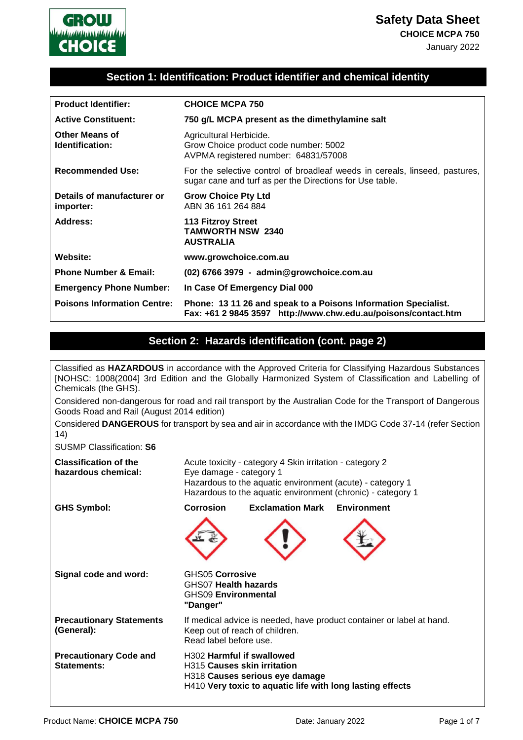# Safety Data Sheet

**CHOICE MCPA 750**

January 2022

## Section 1: Identification: Product identifier and chemical identity

| | |
|---|---|
| **Product Identifier:** | **CHOICE MCPA 750** |
| **Active Constituent:** | **750 g/L MCPA present as the dimethylamine salt** |
| **Other Means of Identification:** | Agricultural Herbicide.<br>Grow Choice product code number: 5002<br>AVPMA registered number: 64831/57008 |
| **Recommended Use:** | For the selective control of broadleaf weeds in cereals, linseed, pastures, sugar cane and turf as per the Directions for Use table. |
| **Details of manufacturer or importer:** | **Grow Choice Pty Ltd**<br>ABN 36 161 264 884 |
| **Address:** | **113 Fitzroy Street**<br>**TAMWORTH NSW 2340**<br>**AUSTRALIA** |
| **Website:** | **www.growchoice.com.au** |
| **Phone Number & Email:** | **(02) 6766 3979 - admin@growchoice.com.au** |
| **Emergency Phone Number:** | **In Case Of Emergency Dial 000** |
| **Poisons Information Centre:** | **Phone: 13 11 26 and speak to a Poisons Information Specialist.**<br>**Fax: +61 2 9845 3597 http://www.chw.edu.au/poisons/contact.htm** |

## Section 2: Hazards identification (cont. page 2)

Classified as **HAZARDOUS** in accordance with the Approved Criteria for Classifying Hazardous Substances [NOHSC: 1008(2004] 3rd Edition and the Globally Harmonized System of Classification and Labelling of Chemicals (the GHS).

Considered non-dangerous for road and rail transport by the Australian Code for the Transport of Dangerous Goods Road and Rail (August 2014 edition)

Considered **DANGEROUS** for transport by sea and air in accordance with the IMDG Code 37-14 (refer Section 14)

SUSMP Classification: **S6**

| | |
|---|---|
| **Classification of the hazardous chemical:** | Acute toxicity - category 4 Skin irritation - category 2<br>Eye damage - category 1<br>Hazardous to the aquatic environment (acute) - category 1<br>Hazardous to the aquatic environment (chronic) - category 1 |
| **GHS Symbol:** | **Corrosion** **Exclamation Mark** **Environment** |
| **Signal code and word:** | GHS05 **Corrosive**<br>GHS07 **Health hazards**<br>GHS09 **Environmental**<br>**"Danger"** |
| **Precautionary Statements (General):** | If medical advice is needed, have product container or label at hand.<br>Keep out of reach of children.<br>Read label before use. |
| **Precautionary Code and Statements:** | H302 **Harmful if swallowed**<br>H315 **Causes skin irritation**<br>H318 **Causes serious eye damage**<br>H410 **Very toxic to aquatic life with long lasting effects** |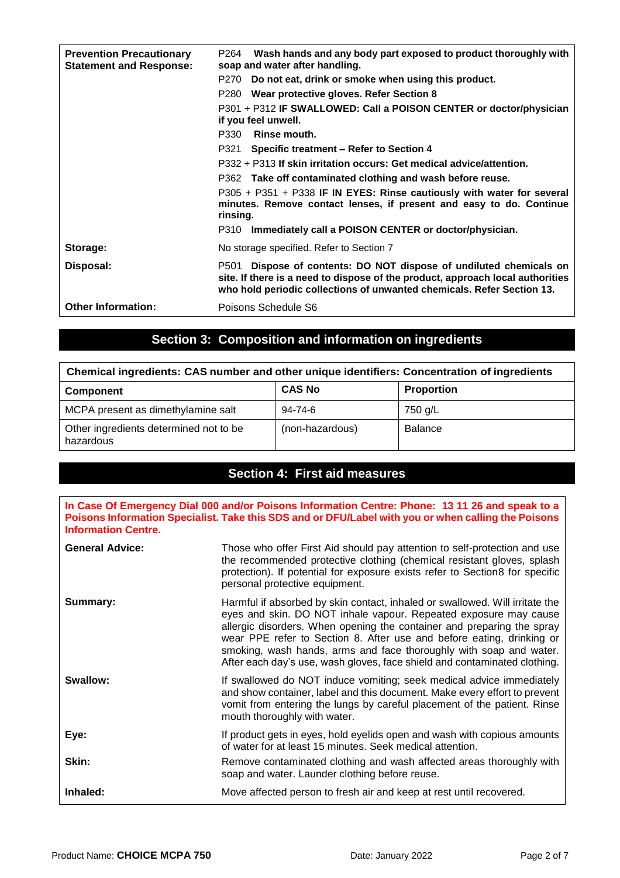| | |
|---|---|
| **Prevention Precautionary Statement and Response:** | P264 **Wash hands and any body part exposed to product thoroughly with soap and water after handling.**<br>P270 **Do not eat, drink or smoke when using this product.**<br>P280 **Wear protective gloves. Refer Section 8**<br>P301 + P312 **IF SWALLOWED: Call a POISON CENTER or doctor/physician if you feel unwell.**<br>P330 **Rinse mouth.**<br>P321 **Specific treatment – Refer to Section 4**<br>P332 + P313 **If skin irritation occurs: Get medical advice/attention.**<br>P362 **Take off contaminated clothing and wash before reuse.**<br>P305 + P351 + P338 **IF IN EYES: Rinse cautiously with water for several minutes. Remove contact lenses, if present and easy to do. Continue rinsing.**<br>P310 **Immediately call a POISON CENTER or doctor/physician.** |
| **Storage:** | No storage specified. Refer to Section 7 |
| **Disposal:** | P501 **Dispose of contents: DO NOT dispose of undiluted chemicals on site. If there is a need to dispose of the product, approach local authorities who hold periodic collections of unwanted chemicals. Refer Section 13.** |
| **Other Information:** | Poisons Schedule S6 |

## Section 3: Composition and information on ingredients

**Chemical ingredients: CAS number and other unique identifiers: Concentration of ingredients**

| Component | CAS No | Proportion |
|---|---|---|
| MCPA present as dimethylamine salt | 94-74-6 | 750 g/L |
| Other ingredients determined not to be hazardous | (non-hazardous) | Balance |

## Section 4: First aid measures

**In Case Of Emergency Dial 000 and/or Poisons Information Centre: Phone: 13 11 26 and speak to a Poisons Information Specialist. Take this SDS and or DFU/Label with you or when calling the Poisons Information Centre.**

| | |
|---|---|
| **General Advice:** | Those who offer First Aid should pay attention to self-protection and use the recommended protective clothing (chemical resistant gloves, splash protection). If potential for exposure exists refer to Section8 for specific personal protective equipment. |
| **Summary:** | Harmful if absorbed by skin contact, inhaled or swallowed. Will irritate the eyes and skin. DO NOT inhale vapour. Repeated exposure may cause allergic disorders. When opening the container and preparing the spray wear PPE refer to Section 8. After use and before eating, drinking or smoking, wash hands, arms and face thoroughly with soap and water. After each day's use, wash gloves, face shield and contaminated clothing. |
| **Swallow:** | If swallowed do NOT induce vomiting; seek medical advice immediately and show container, label and this document. Make every effort to prevent vomit from entering the lungs by careful placement of the patient. Rinse mouth thoroughly with water. |
| **Eye:** | If product gets in eyes, hold eyelids open and wash with copious amounts of water for at least 15 minutes. Seek medical attention. |
| **Skin:** | Remove contaminated clothing and wash affected areas thoroughly with soap and water. Launder clothing before reuse. |
| **Inhaled:** | Move affected person to fresh air and keep at rest until recovered. |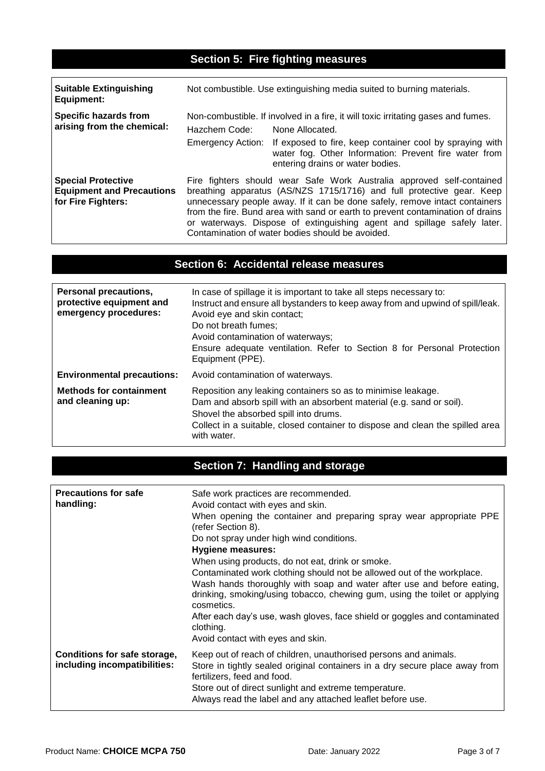## Section 5: Fire fighting measures

| | |
|---|---|
| **Suitable Extinguishing Equipment:** | Not combustible. Use extinguishing media suited to burning materials. |
| **Specific hazards from arising from the chemical:** | Non-combustible. If involved in a fire, it will toxic irritating gases and fumes.<br>Hazchem Code: None Allocated.<br>Emergency Action: If exposed to fire, keep container cool by spraying with water fog. Other Information: Prevent fire water from entering drains or water bodies. |
| **Special Protective Equipment and Precautions for Fire Fighters:** | Fire fighters should wear Safe Work Australia approved self-contained breathing apparatus (AS/NZS 1715/1716) and full protective gear. Keep unnecessary people away. If it can be done safely, remove intact containers from the fire. Bund area with sand or earth to prevent contamination of drains or waterways. Dispose of extinguishing agent and spillage safely later. Contamination of water bodies should be avoided. |

## Section 6: Accidental release measures

| | |
|---|---|
| **Personal precautions, protective equipment and emergency procedures:** | In case of spillage it is important to take all steps necessary to:<br>Instruct and ensure all bystanders to keep away from and upwind of spill/leak.<br>Avoid eye and skin contact;<br>Do not breath fumes;<br>Avoid contamination of waterways;<br>Ensure adequate ventilation. Refer to Section 8 for Personal Protection Equipment (PPE). |
| **Environmental precautions:** | Avoid contamination of waterways. |
| **Methods for containment and cleaning up:** | Reposition any leaking containers so as to minimise leakage.<br>Dam and absorb spill with an absorbent material (e.g. sand or soil).<br>Shovel the absorbed spill into drums.<br>Collect in a suitable, closed container to dispose and clean the spilled area with water. |

## Section 7: Handling and storage

| | |
|---|---|
| **Precautions for safe handling:** | Safe work practices are recommended.<br>Avoid contact with eyes and skin.<br>When opening the container and preparing spray wear appropriate PPE (refer Section 8).<br>Do not spray under high wind conditions.<br>**Hygiene measures:**<br>When using products, do not eat, drink or smoke.<br>Contaminated work clothing should not be allowed out of the workplace.<br>Wash hands thoroughly with soap and water after use and before eating, drinking, smoking/using tobacco, chewing gum, using the toilet or applying cosmetics.<br>After each day's use, wash gloves, face shield or goggles and contaminated clothing.<br>Avoid contact with eyes and skin. |
| **Conditions for safe storage, including incompatibilities:** | Keep out of reach of children, unauthorised persons and animals.<br>Store in tightly sealed original containers in a dry secure place away from fertilizers, feed and food.<br>Store out of direct sunlight and extreme temperature.<br>Always read the label and any attached leaflet before use. |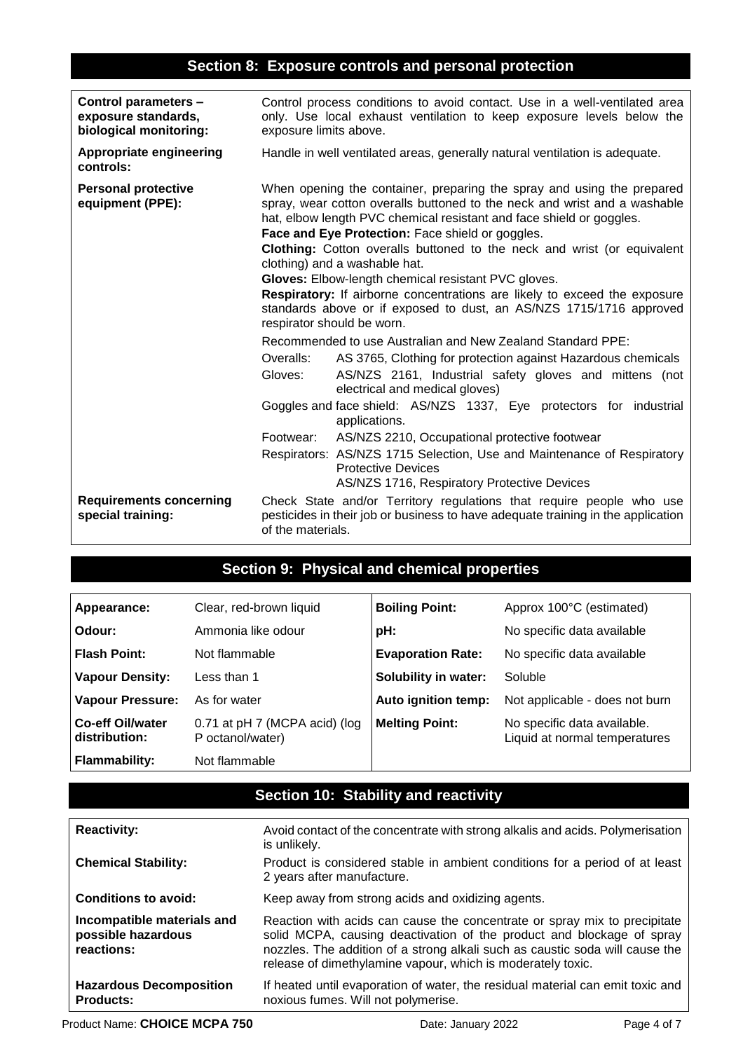## Section 8: Exposure controls and personal protection

| | |
|---|---|
| **Control parameters – exposure standards, biological monitoring:** | Control process conditions to avoid contact. Use in a well-ventilated area only. Use local exhaust ventilation to keep exposure levels below the exposure limits above. |
| **Appropriate engineering controls:** | Handle in well ventilated areas, generally natural ventilation is adequate. |
| **Personal protective equipment (PPE):** | When opening the container, preparing the spray and using the prepared spray, wear cotton overalls buttoned to the neck and wrist and a washable hat, elbow length PVC chemical resistant and face shield or goggles.<br>**Face and Eye Protection:** Face shield or goggles.<br>**Clothing:** Cotton overalls buttoned to the neck and wrist (or equivalent clothing) and a washable hat.<br>**Gloves:** Elbow-length chemical resistant PVC gloves.<br>**Respiratory:** If airborne concentrations are likely to exceed the exposure standards above or if exposed to dust, an AS/NZS 1715/1716 approved respirator should be worn.<br>Recommended to use Australian and New Zealand Standard PPE:<br>Overalls: AS 3765, Clothing for protection against Hazardous chemicals<br>Gloves: AS/NZS 2161, Industrial safety gloves and mittens (not electrical and medical gloves)<br>Goggles and face shield: AS/NZS 1337, Eye protectors for industrial applications.<br>Footwear: AS/NZS 2210, Occupational protective footwear<br>Respirators: AS/NZS 1715 Selection, Use and Maintenance of Respiratory Protective Devices<br>AS/NZS 1716, Respiratory Protective Devices |
| **Requirements concerning special training:** | Check State and/or Territory regulations that require people who use pesticides in their job or business to have adequate training in the application of the materials. |

## Section 9: Physical and chemical properties

| | | | |
|---|---|---|---|
| **Appearance:** | Clear, red-brown liquid | **Boiling Point:** | Approx 100°C (estimated) |
| **Odour:** | Ammonia like odour | **pH:** | No specific data available |
| **Flash Point:** | Not flammable | **Evaporation Rate:** | No specific data available |
| **Vapour Density:** | Less than 1 | **Solubility in water:** | Soluble |
| **Vapour Pressure:** | As for water | **Auto ignition temp:** | Not applicable - does not burn |
| **Co-eff Oil/water distribution:** | 0.71 at pH 7 (MCPA acid) (log P octanol/water) | **Melting Point:** | No specific data available. Liquid at normal temperatures |
| **Flammability:** | Not flammable | | |

## Section 10: Stability and reactivity

| | |
|---|---|
| **Reactivity:** | Avoid contact of the concentrate with strong alkalis and acids. Polymerisation is unlikely. |
| **Chemical Stability:** | Product is considered stable in ambient conditions for a period of at least 2 years after manufacture. |
| **Conditions to avoid:** | Keep away from strong acids and oxidizing agents. |
| **Incompatible materials and possible hazardous reactions:** | Reaction with acids can cause the concentrate or spray mix to precipitate solid MCPA, causing deactivation of the product and blockage of spray nozzles. The addition of a strong alkali such as caustic soda will cause the release of dimethylamine vapour, which is moderately toxic. |
| **Hazardous Decomposition Products:** | If heated until evaporation of water, the residual material can emit toxic and noxious fumes. Will not polymerise. |

Product Name: **CHOICE MCPA 750** Date: January 2022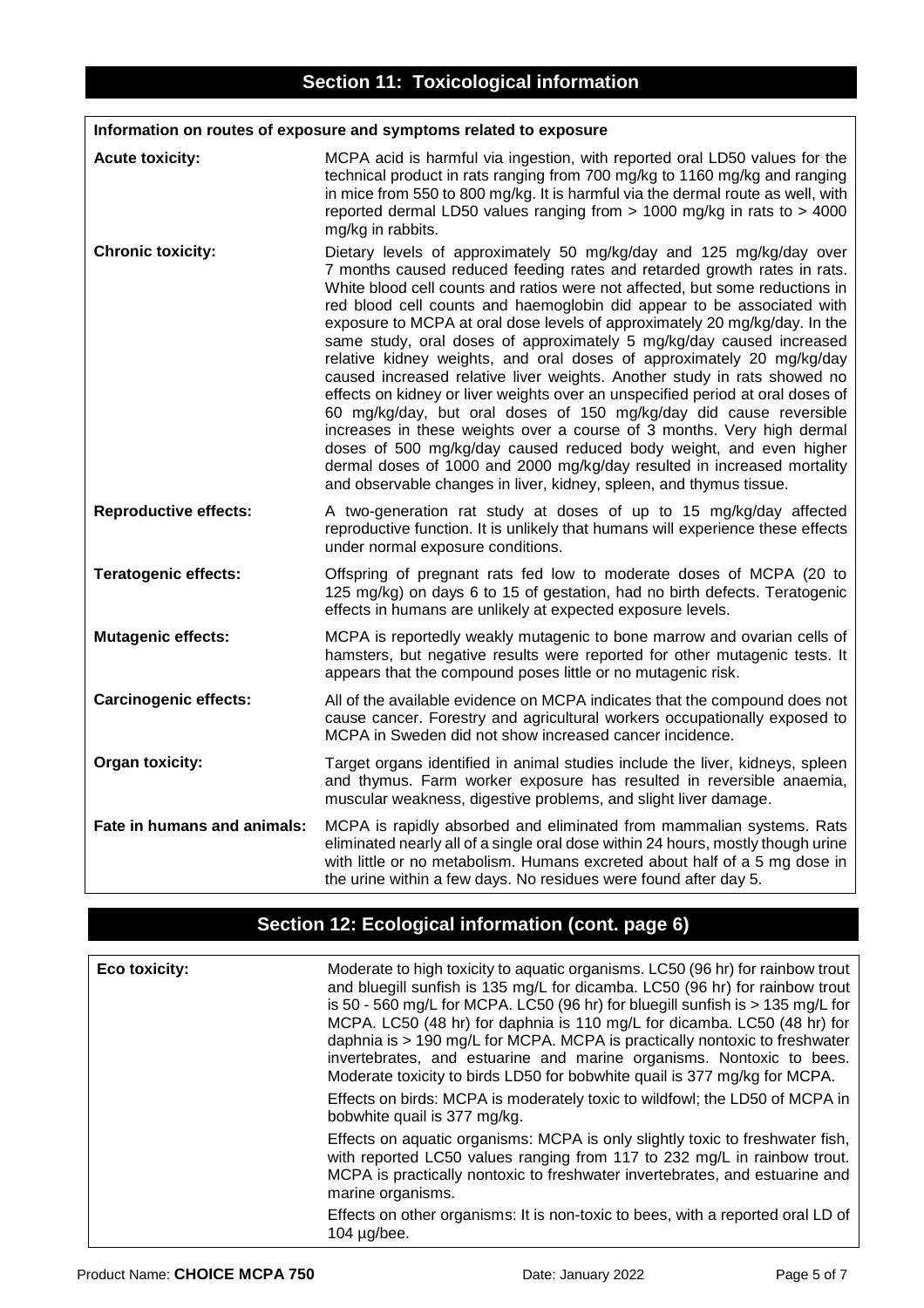## Section 11: Toxicological information

| Information on routes of exposure and symptoms related to exposure | |
|---|---|
| **Acute toxicity:** | MCPA acid is harmful via ingestion, with reported oral LD50 values for the technical product in rats ranging from 700 mg/kg to 1160 mg/kg and ranging in mice from 550 to 800 mg/kg. It is harmful via the dermal route as well, with reported dermal LD50 values ranging from > 1000 mg/kg in rats to > 4000 mg/kg in rabbits. |
| **Chronic toxicity:** | Dietary levels of approximately 50 mg/kg/day and 125 mg/kg/day over 7 months caused reduced feeding rates and retarded growth rates in rats. White blood cell counts and ratios were not affected, but some reductions in red blood cell counts and haemoglobin did appear to be associated with exposure to MCPA at oral dose levels of approximately 20 mg/kg/day. In the same study, oral doses of approximately 5 mg/kg/day caused increased relative kidney weights, and oral doses of approximately 20 mg/kg/day caused increased relative liver weights. Another study in rats showed no effects on kidney or liver weights over an unspecified period at oral doses of 60 mg/kg/day, but oral doses of 150 mg/kg/day did cause reversible increases in these weights over a course of 3 months. Very high dermal doses of 500 mg/kg/day caused reduced body weight, and even higher dermal doses of 1000 and 2000 mg/kg/day resulted in increased mortality and observable changes in liver, kidney, spleen, and thymus tissue. |
| **Reproductive effects:** | A two-generation rat study at doses of up to 15 mg/kg/day affected reproductive function. It is unlikely that humans will experience these effects under normal exposure conditions. |
| **Teratogenic effects:** | Offspring of pregnant rats fed low to moderate doses of MCPA (20 to 125 mg/kg) on days 6 to 15 of gestation, had no birth defects. Teratogenic effects in humans are unlikely at expected exposure levels. |
| **Mutagenic effects:** | MCPA is reportedly weakly mutagenic to bone marrow and ovarian cells of hamsters, but negative results were reported for other mutagenic tests. It appears that the compound poses little or no mutagenic risk. |
| **Carcinogenic effects:** | All of the available evidence on MCPA indicates that the compound does not cause cancer. Forestry and agricultural workers occupationally exposed to MCPA in Sweden did not show increased cancer incidence. |
| **Organ toxicity:** | Target organs identified in animal studies include the liver, kidneys, spleen and thymus. Farm worker exposure has resulted in reversible anaemia, muscular weakness, digestive problems, and slight liver damage. |
| **Fate in humans and animals:** | MCPA is rapidly absorbed and eliminated from mammalian systems. Rats eliminated nearly all of a single oral dose within 24 hours, mostly though urine with little or no metabolism. Humans excreted about half of a 5 mg dose in the urine within a few days. No residues were found after day 5. |

## Section 12: Ecological information (cont. page 6)

| | |
|---|---|
| **Eco toxicity:** | Moderate to high toxicity to aquatic organisms. LC50 (96 hr) for rainbow trout and bluegill sunfish is 135 mg/L for dicamba. LC50 (96 hr) for rainbow trout is 50 - 560 mg/L for MCPA. LC50 (96 hr) for bluegill sunfish is > 135 mg/L for MCPA. LC50 (48 hr) for daphnia is 110 mg/L for dicamba. LC50 (48 hr) for daphnia is > 190 mg/L for MCPA. MCPA is practically nontoxic to freshwater invertebrates, and estuarine and marine organisms. Nontoxic to bees. Moderate toxicity to birds LD50 for bobwhite quail is 377 mg/kg for MCPA.<br><br>Effects on birds: MCPA is moderately toxic to wildfowl; the LD50 of MCPA in bobwhite quail is 377 mg/kg.<br><br>Effects on aquatic organisms: MCPA is only slightly toxic to freshwater fish, with reported LC50 values ranging from 117 to 232 mg/L in rainbow trout. MCPA is practically nontoxic to freshwater invertebrates, and estuarine and marine organisms.<br><br>Effects on other organisms: It is non-toxic to bees, with a reported oral LD of 104 µg/bee. |

Product Name: **CHOICE MCPA 750** Date: January 2022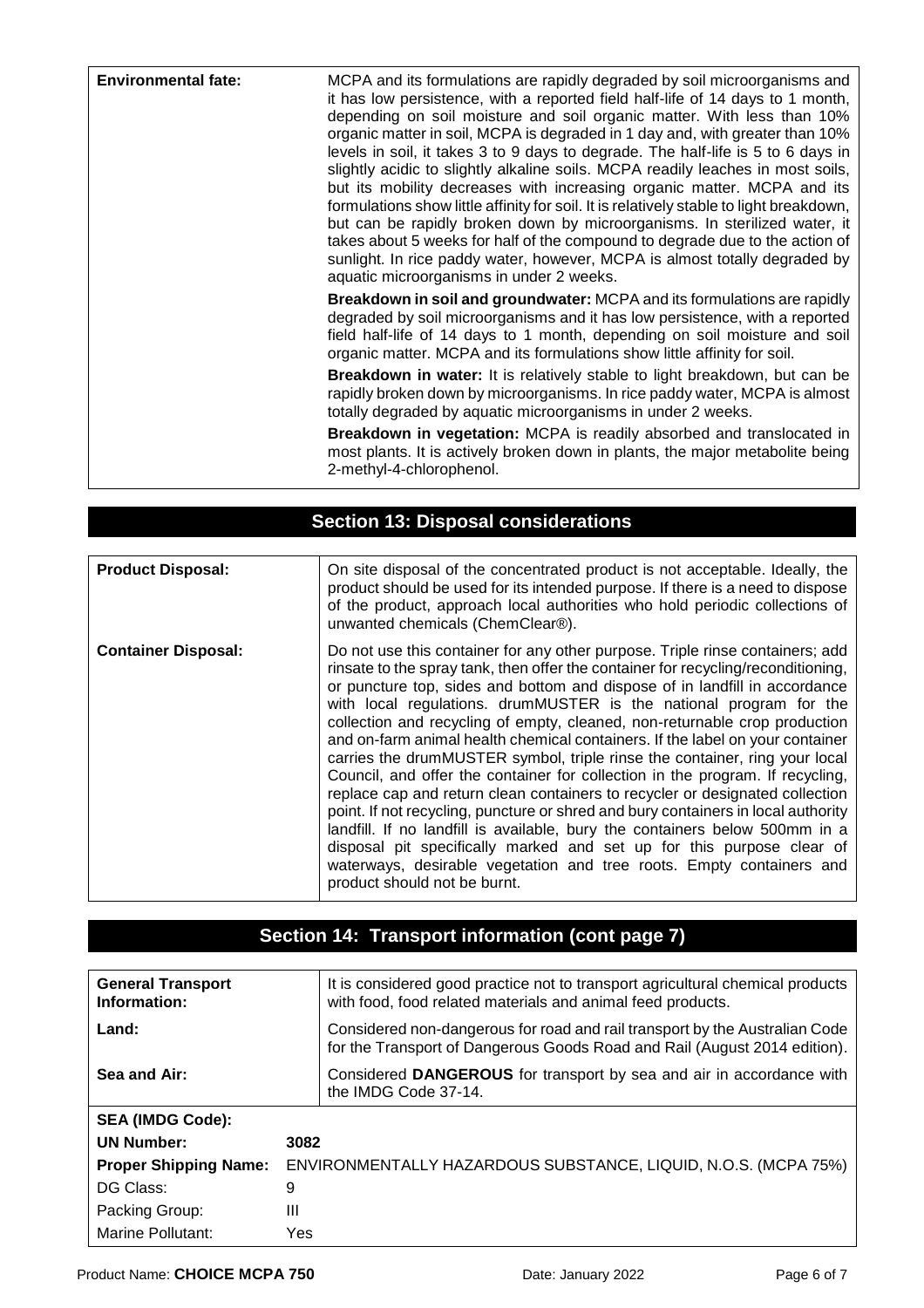| | |
|---|---|
| **Environmental fate:** | MCPA and its formulations are rapidly degraded by soil microorganisms and it has low persistence, with a reported field half-life of 14 days to 1 month, depending on soil moisture and soil organic matter. With less than 10% organic matter in soil, MCPA is degraded in 1 day and, with greater than 10% levels in soil, it takes 3 to 9 days to degrade. The half-life is 5 to 6 days in slightly acidic to slightly alkaline soils. MCPA readily leaches in most soils, but its mobility decreases with increasing organic matter. MCPA and its formulations show little affinity for soil. It is relatively stable to light breakdown, but can be rapidly broken down by microorganisms. In sterilized water, it takes about 5 weeks for half of the compound to degrade due to the action of sunlight. In rice paddy water, however, MCPA is almost totally degraded by aquatic microorganisms in under 2 weeks.<br>**Breakdown in soil and groundwater:** MCPA and its formulations are rapidly degraded by soil microorganisms and it has low persistence, with a reported field half-life of 14 days to 1 month, depending on soil moisture and soil organic matter. MCPA and its formulations show little affinity for soil.<br>**Breakdown in water:** It is relatively stable to light breakdown, but can be rapidly broken down by microorganisms. In rice paddy water, MCPA is almost totally degraded by aquatic microorganisms in under 2 weeks.<br>**Breakdown in vegetation:** MCPA is readily absorbed and translocated in most plants. It is actively broken down in plants, the major metabolite being 2-methyl-4-chlorophenol. |

## Section 13: Disposal considerations

| | |
|---|---|
| **Product Disposal:** | On site disposal of the concentrated product is not acceptable. Ideally, the product should be used for its intended purpose. If there is a need to dispose of the product, approach local authorities who hold periodic collections of unwanted chemicals (ChemClear®). |
| **Container Disposal:** | Do not use this container for any other purpose. Triple rinse containers; add rinsate to the spray tank, then offer the container for recycling/reconditioning, or puncture top, sides and bottom and dispose of in landfill in accordance with local regulations. drumMUSTER is the national program for the collection and recycling of empty, cleaned, non-returnable crop production and on-farm animal health chemical containers. If the label on your container carries the drumMUSTER symbol, triple rinse the container, ring your local Council, and offer the container for collection in the program. If recycling, replace cap and return clean containers to recycler or designated collection point. If not recycling, puncture or shred and bury containers in local authority landfill. If no landfill is available, bury the containers below 500mm in a disposal pit specifically marked and set up for this purpose clear of waterways, desirable vegetation and tree roots. Empty containers and product should not be burnt. |

## Section 14: Transport information (cont page 7)

| | |
|---|---|
| **General Transport Information:** | It is considered good practice not to transport agricultural chemical products with food, food related materials and animal feed products. |
| **Land:** | Considered non-dangerous for road and rail transport by the Australian Code for the Transport of Dangerous Goods Road and Rail (August 2014 edition). |
| **Sea and Air:** | Considered **DANGEROUS** for transport by sea and air in accordance with the IMDG Code 37-14. |

**SEA (IMDG Code):**

| | |
|---|---|
| **UN Number:** | **3082** |
| **Proper Shipping Name:** | ENVIRONMENTALLY HAZARDOUS SUBSTANCE, LIQUID, N.O.S. (MCPA 75%) |
| DG Class: | 9 |
| Packing Group: | III |
| Marine Pollutant: | Yes |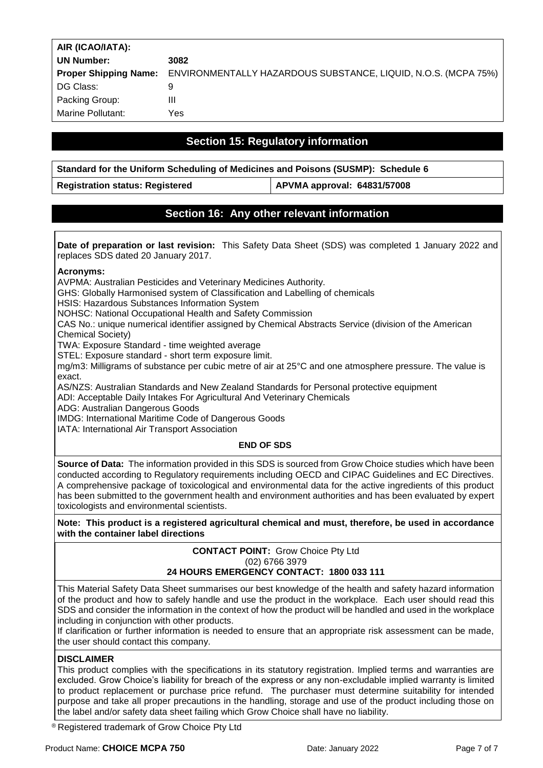| AIR (ICAO/IATA): | |
|---|---|
| **UN Number:** | **3082** |
| **Proper Shipping Name:** | ENVIRONMENTALLY HAZARDOUS SUBSTANCE, LIQUID, N.O.S. (MCPA 75%) |
| DG Class: | 9 |
| Packing Group: | III |
| Marine Pollutant: | Yes |

## Section 15: Regulatory information

**Standard for the Uniform Scheduling of Medicines and Poisons (SUSMP): Schedule 6**

| **Registration status: Registered** | **APVMA approval: 64831/57008** |
|---|---|

## Section 16: Any other relevant information

**Date of preparation or last revision:** This Safety Data Sheet (SDS) was completed 1 January 2022 and replaces SDS dated 20 January 2017.

**Acronyms:**
AVPMA: Australian Pesticides and Veterinary Medicines Authority.
GHS: Globally Harmonised system of Classification and Labelling of chemicals
HSIS: Hazardous Substances Information System
NOHSC: National Occupational Health and Safety Commission
CAS No.: unique numerical identifier assigned by Chemical Abstracts Service (division of the American Chemical Society)
TWA: Exposure Standard - time weighted average
STEL: Exposure standard - short term exposure limit.
mg/m3: Milligrams of substance per cubic metre of air at 25°C and one atmosphere pressure. The value is exact.
AS/NZS: Australian Standards and New Zealand Standards for Personal protective equipment
ADI: Acceptable Daily Intakes For Agricultural And Veterinary Chemicals
ADG: Australian Dangerous Goods
IMDG: International Maritime Code of Dangerous Goods
IATA: International Air Transport Association

**END OF SDS**

**Source of Data:** The information provided in this SDS is sourced from Grow Choice studies which have been conducted according to Regulatory requirements including OECD and CIPAC Guidelines and EC Directives. A comprehensive package of toxicological and environmental data for the active ingredients of this product has been submitted to the government health and environment authorities and has been evaluated by expert toxicologists and environmental scientists.

**Note: This product is a registered agricultural chemical and must, therefore, be used in accordance with the container label directions**

**CONTACT POINT:** Grow Choice Pty Ltd
(02) 6766 3979
**24 HOURS EMERGENCY CONTACT: 1800 033 111**

This Material Safety Data Sheet summarises our best knowledge of the health and safety hazard information of the product and how to safely handle and use the product in the workplace. Each user should read this SDS and consider the information in the context of how the product will be handled and used in the workplace including in conjunction with other products.
If clarification or further information is needed to ensure that an appropriate risk assessment can be made, the user should contact this company.

**DISCLAIMER**
This product complies with the specifications in its statutory registration. Implied terms and warranties are excluded. Grow Choice's liability for breach of the express or any non-excludable implied warranty is limited to product replacement or purchase price refund. The purchaser must determine suitability for intended purpose and take all proper precautions in the handling, storage and use of the product including those on the label and/or safety data sheet failing which Grow Choice shall have no liability.

® Registered trademark of Grow Choice Pty Ltd